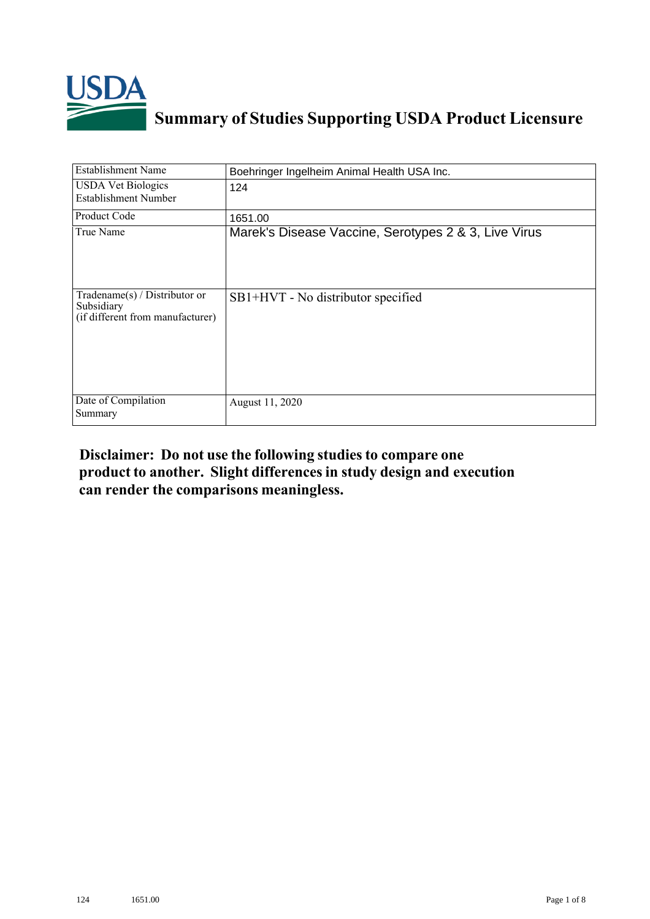# Summary of Studies Supporting USDA Product Licensure

| Establishment Name | Boehringer Ingelheim Animal Health USA Inc. |
|---|---|
| USDA Vet Biologics Establishment Number | 124 |
| Product Code | 1651.00 |
| True Name | Marek's Disease Vaccine, Serotypes 2 & 3, Live Virus |
| Tradename(s) / Distributor or Subsidiary (if different from manufacturer) | SB1+HVT - No distributor specified |
| Date of Compilation Summary | August 11, 2020 |

**Disclaimer: Do not use the following studies to compare one product to another. Slight differences in study design and execution can render the comparisons meaningless.**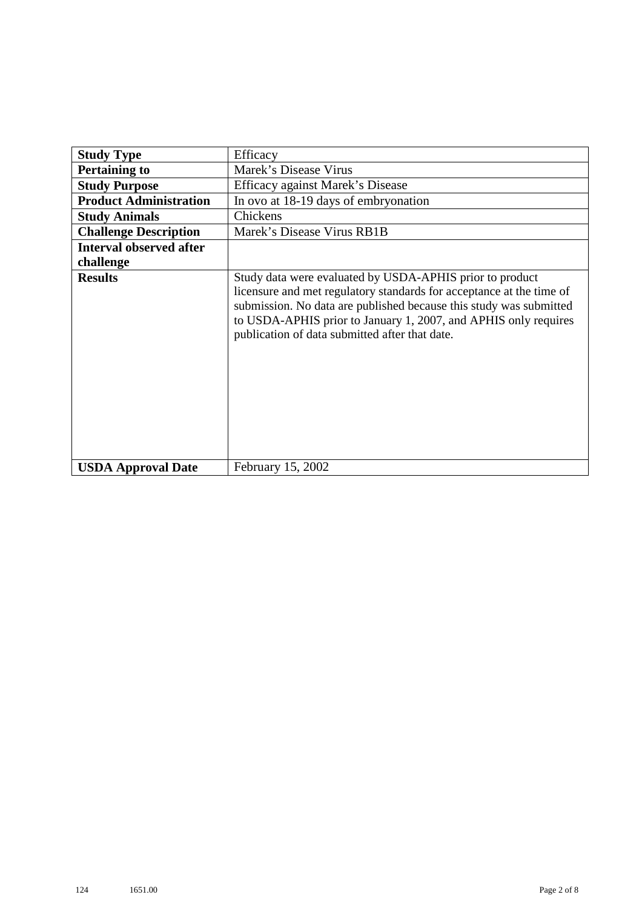| **Study Type** | Efficacy |
|---|---|
| **Pertaining to** | Marek's Disease Virus |
| **Study Purpose** | Efficacy against Marek's Disease |
| **Product Administration** | In ovo at 18-19 days of embryonation |
| **Study Animals** | Chickens |
| **Challenge Description** | Marek's Disease Virus RB1B |
| **Interval observed after challenge** | |
| **Results** | Study data were evaluated by USDA-APHIS prior to product licensure and met regulatory standards for acceptance at the time of submission. No data are published because this study was submitted to USDA-APHIS prior to January 1, 2007, and APHIS only requires publication of data submitted after that date. |
| **USDA Approval Date** | February 15, 2002 |

124 1651.00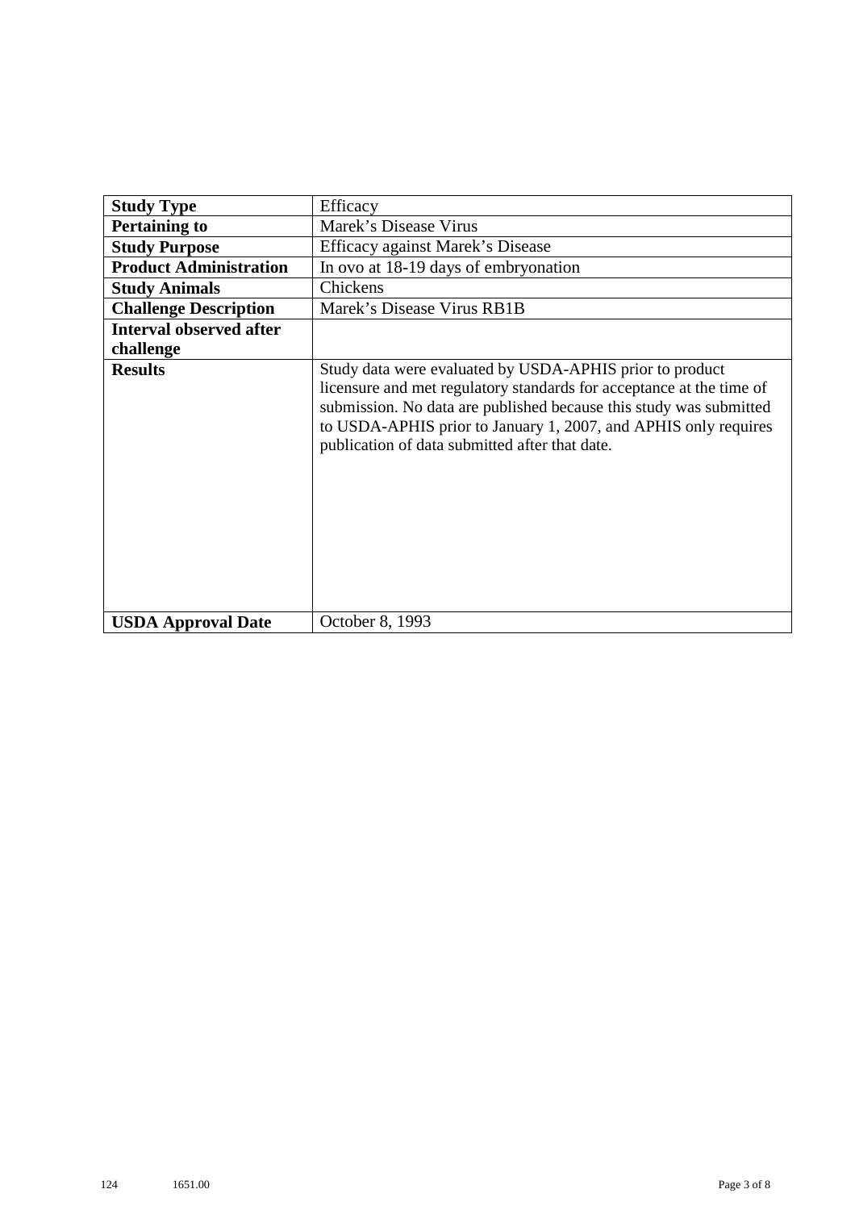| **Study Type** | Efficacy |
| --- | --- |
| **Pertaining to** | Marek's Disease Virus |
| **Study Purpose** | Efficacy against Marek's Disease |
| **Product Administration** | In ovo at 18-19 days of embryonation |
| **Study Animals** | Chickens |
| **Challenge Description** | Marek's Disease Virus RB1B |
| **Interval observed after challenge** | |
| **Results** | Study data were evaluated by USDA-APHIS prior to product licensure and met regulatory standards for acceptance at the time of submission. No data are published because this study was submitted to USDA-APHIS prior to January 1, 2007, and APHIS only requires publication of data submitted after that date. |
| **USDA Approval Date** | October 8, 1993 |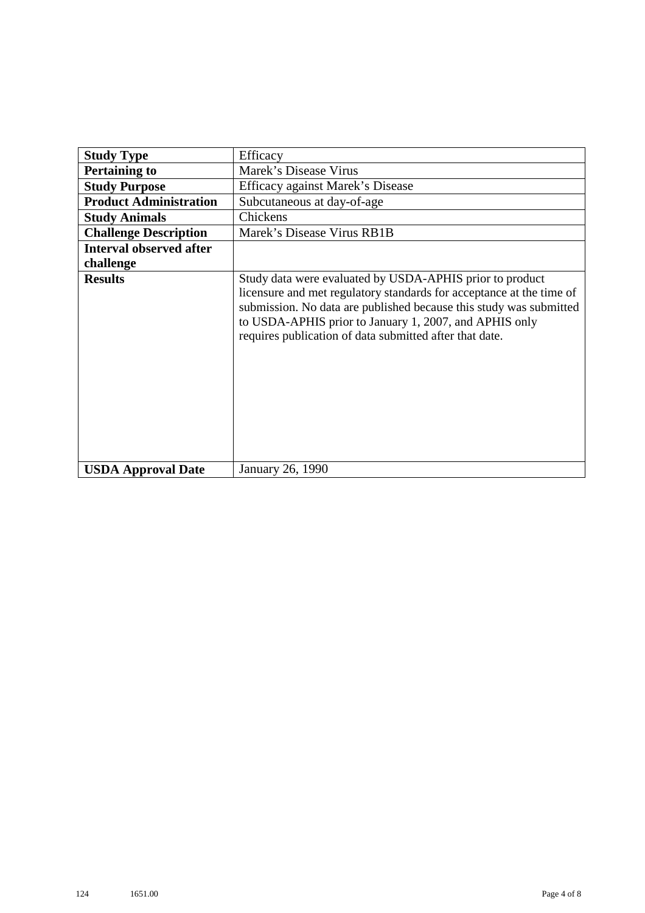| **Study Type** | Efficacy |
|---|---|
| **Pertaining to** | Marek's Disease Virus |
| **Study Purpose** | Efficacy against Marek's Disease |
| **Product Administration** | Subcutaneous at day-of-age |
| **Study Animals** | Chickens |
| **Challenge Description** | Marek's Disease Virus RB1B |
| **Interval observed after challenge** | |
| **Results** | Study data were evaluated by USDA-APHIS prior to product licensure and met regulatory standards for acceptance at the time of submission. No data are published because this study was submitted to USDA-APHIS prior to January 1, 2007, and APHIS only requires publication of data submitted after that date. |
| **USDA Approval Date** | January 26, 1990 |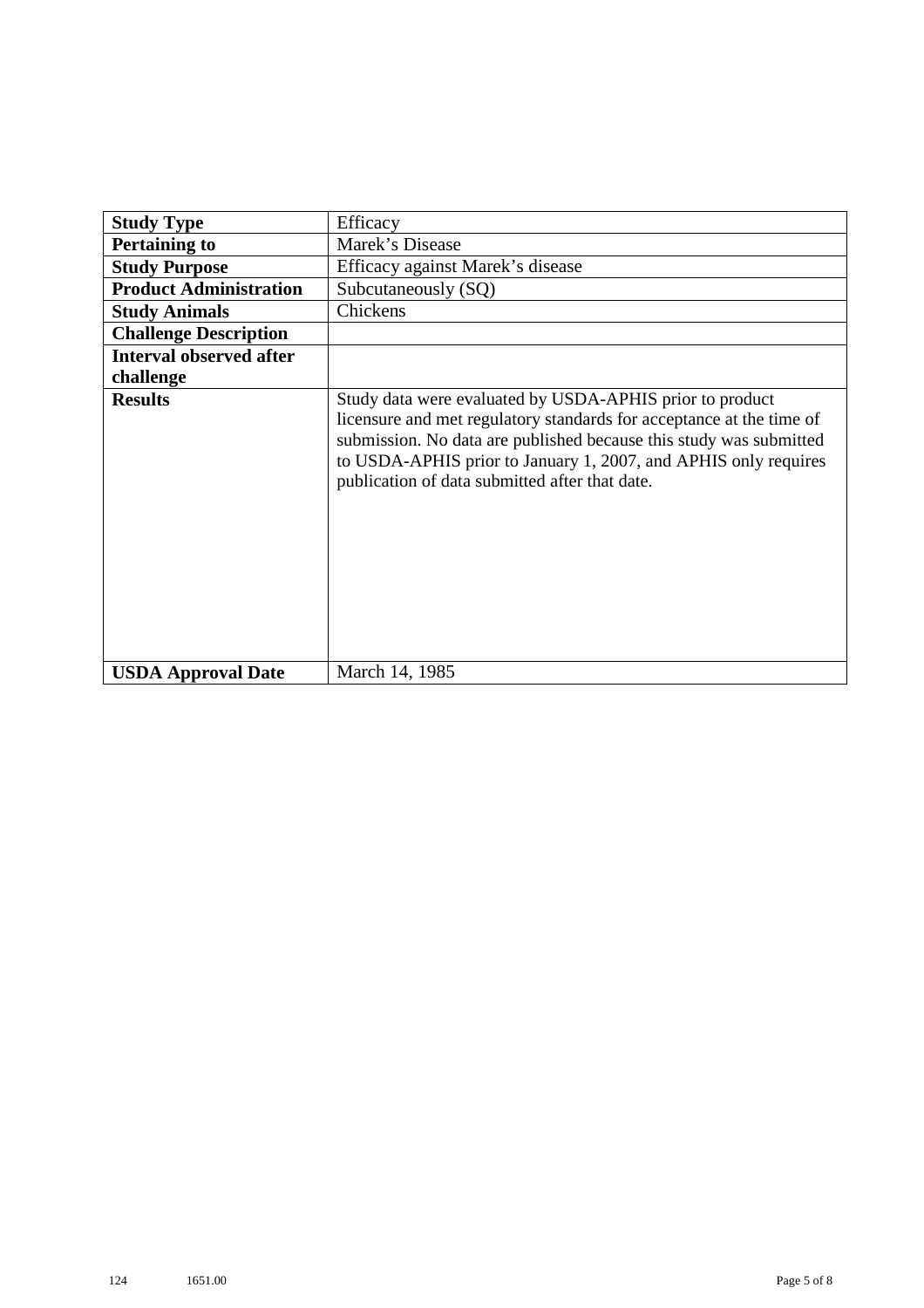| **Study Type** | Efficacy |
| --- | --- |
| **Pertaining to** | Marek’s Disease |
| **Study Purpose** | Efficacy against Marek’s disease |
| **Product Administration** | Subcutaneously (SQ) |
| **Study Animals** | Chickens |
| **Challenge Description** | |
| **Interval observed after challenge** | |
| **Results** | Study data were evaluated by USDA-APHIS prior to product licensure and met regulatory standards for acceptance at the time of submission. No data are published because this study was submitted to USDA-APHIS prior to January 1, 2007, and APHIS only requires publication of data submitted after that date. |
| **USDA Approval Date** | March 14, 1985 |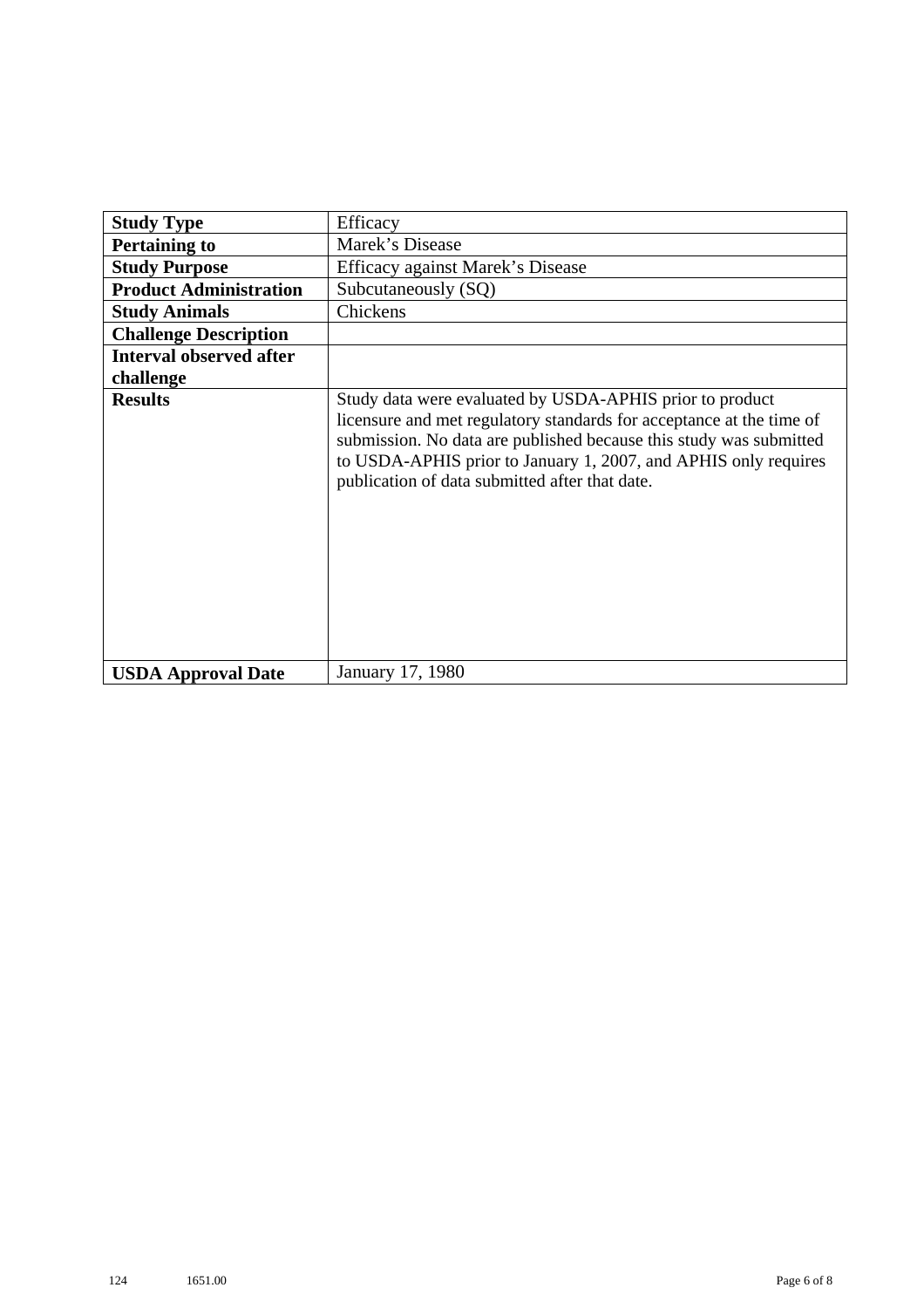| **Study Type** | Efficacy |
|---|---|
| **Pertaining to** | Marek's Disease |
| **Study Purpose** | Efficacy against Marek's Disease |
| **Product Administration** | Subcutaneously (SQ) |
| **Study Animals** | Chickens |
| **Challenge Description** | |
| **Interval observed after challenge** | |
| **Results** | Study data were evaluated by USDA-APHIS prior to product licensure and met regulatory standards for acceptance at the time of submission. No data are published because this study was submitted to USDA-APHIS prior to January 1, 2007, and APHIS only requires publication of data submitted after that date. |
| **USDA Approval Date** | January 17, 1980 |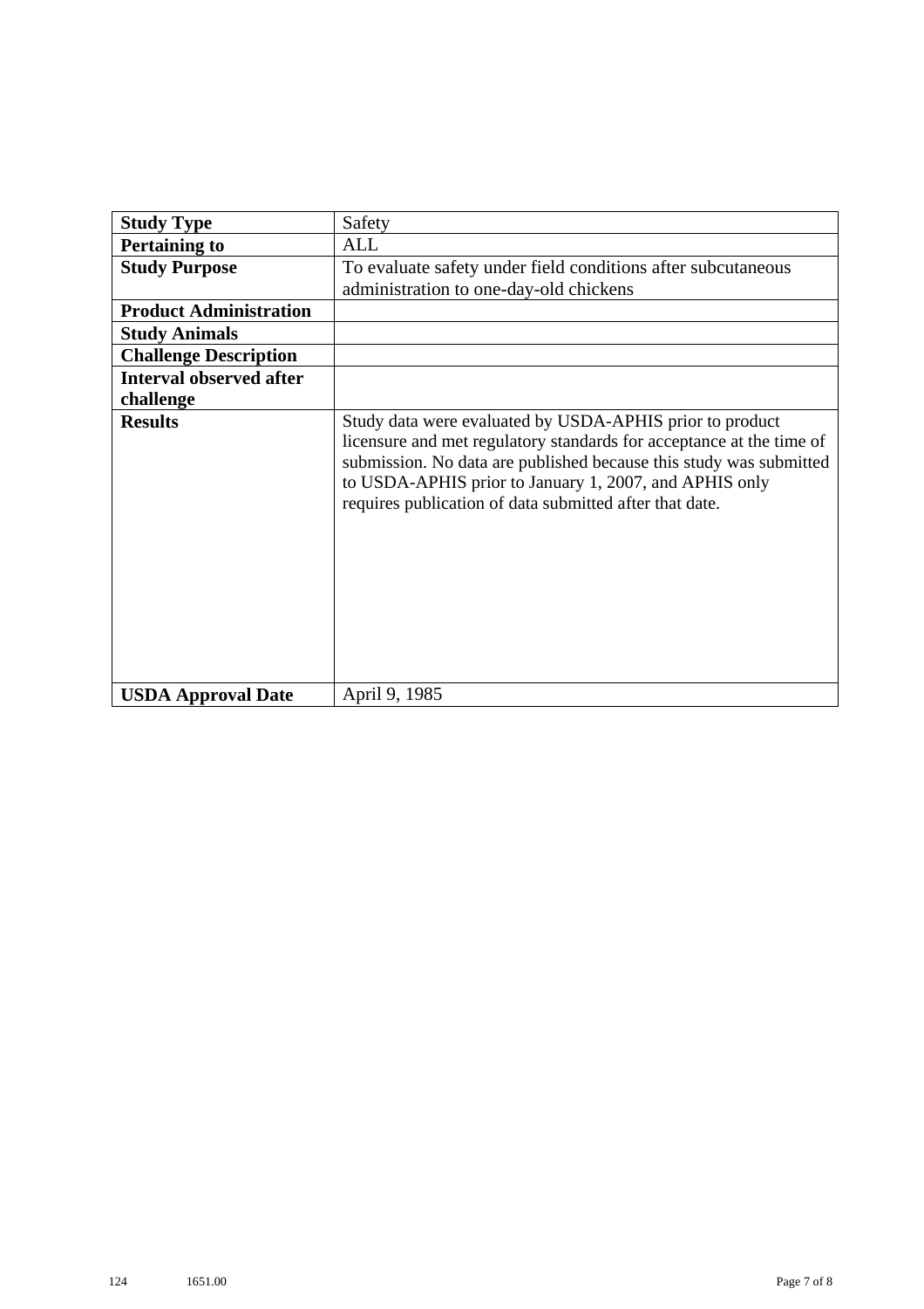| **Study Type** | Safety |
| --- | --- |
| **Pertaining to** | ALL |
| **Study Purpose** | To evaluate safety under field conditions after subcutaneous administration to one-day-old chickens |
| **Product Administration** | |
| **Study Animals** | |
| **Challenge Description** | |
| **Interval observed after challenge** | |
| **Results** | Study data were evaluated by USDA-APHIS prior to product licensure and met regulatory standards for acceptance at the time of submission. No data are published because this study was submitted to USDA-APHIS prior to January 1, 2007, and APHIS only requires publication of data submitted after that date. |
| **USDA Approval Date** | April 9, 1985 |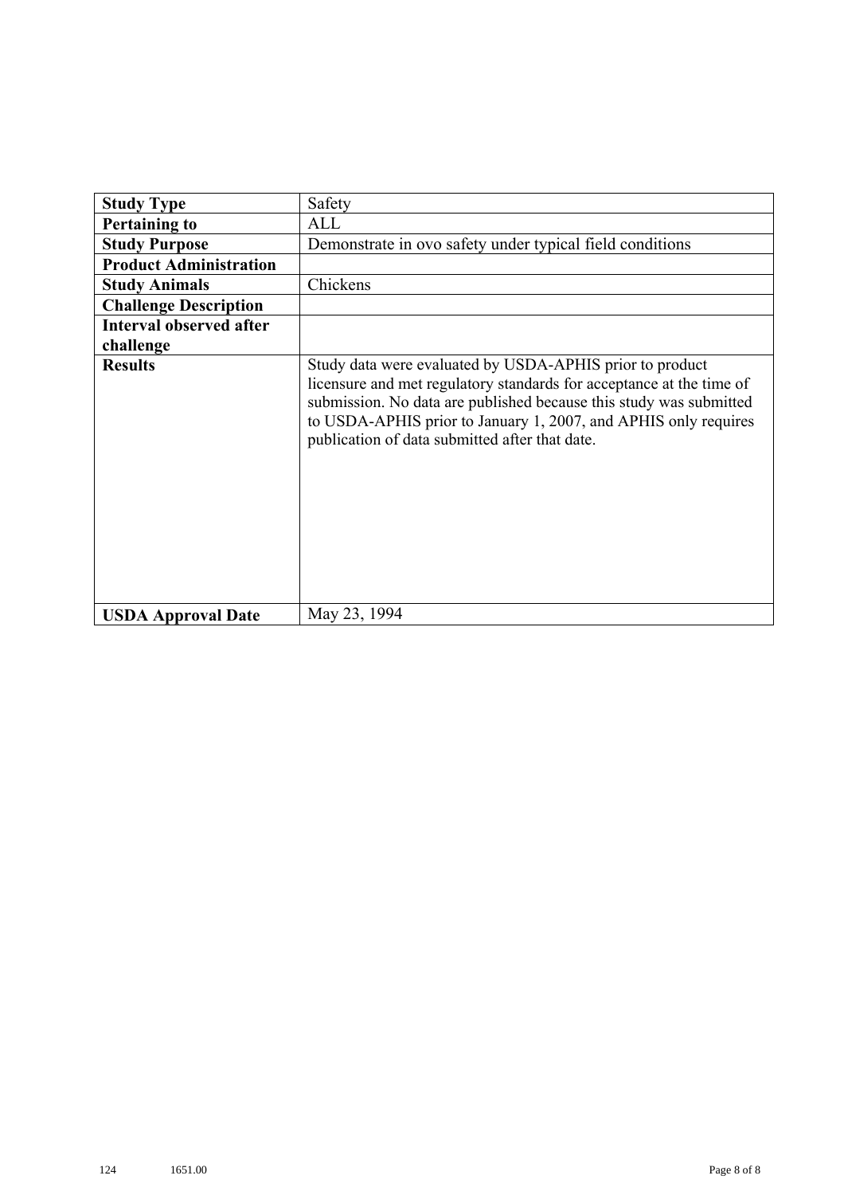| | |
|---|---|
| **Study Type** | Safety |
| **Pertaining to** | ALL |
| **Study Purpose** | Demonstrate in ovo safety under typical field conditions |
| **Product Administration** | |
| **Study Animals** | Chickens |
| **Challenge Description** | |
| **Interval observed after challenge** | |
| **Results** | Study data were evaluated by USDA-APHIS prior to product licensure and met regulatory standards for acceptance at the time of submission. No data are published because this study was submitted to USDA-APHIS prior to January 1, 2007, and APHIS only requires publication of data submitted after that date. |
| **USDA Approval Date** | May 23, 1994 |

124 1651.00